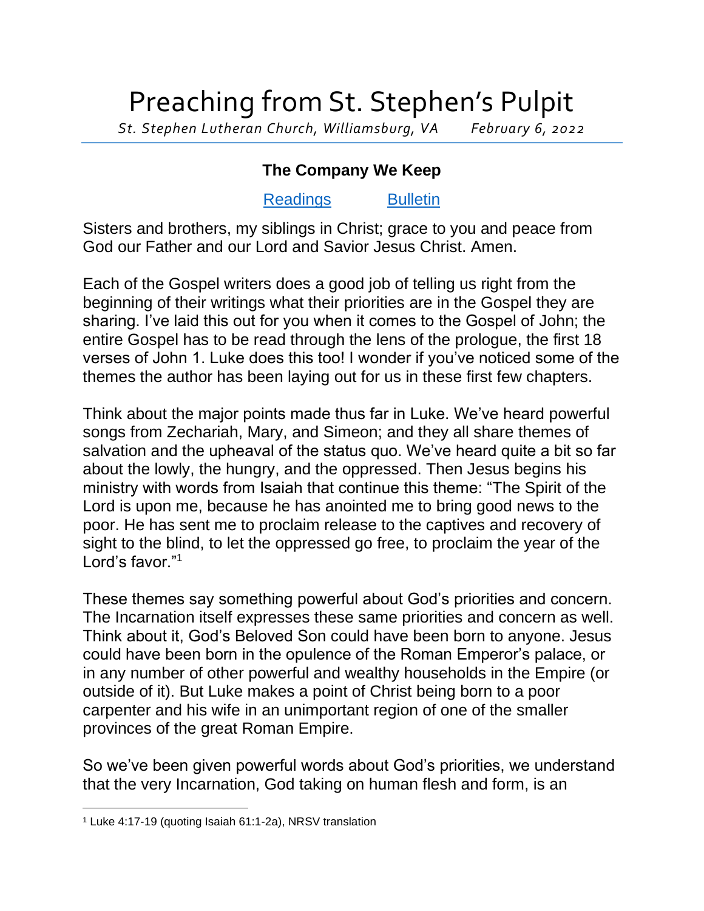# Preaching from St. Stephen's Pulpit

*St. Stephen Lutheran Church, Williamsburg, VA* *February 6, 2022*

## The Company We Keep

Readings Bulletin

Sisters and brothers, my siblings in Christ; grace to you and peace from God our Father and our Lord and Savior Jesus Christ. Amen.

Each of the Gospel writers does a good job of telling us right from the beginning of their writings what their priorities are in the Gospel they are sharing. I've laid this out for you when it comes to the Gospel of John; the entire Gospel has to be read through the lens of the prologue, the first 18 verses of John 1. Luke does this too! I wonder if you've noticed some of the themes the author has been laying out for us in these first few chapters.

Think about the major points made thus far in Luke. We've heard powerful songs from Zechariah, Mary, and Simeon; and they all share themes of salvation and the upheaval of the status quo. We've heard quite a bit so far about the lowly, the hungry, and the oppressed. Then Jesus begins his ministry with words from Isaiah that continue this theme: "The Spirit of the Lord is upon me, because he has anointed me to bring good news to the poor. He has sent me to proclaim release to the captives and recovery of sight to the blind, to let the oppressed go free, to proclaim the year of the Lord's favor."[1]

These themes say something powerful about God's priorities and concern. The Incarnation itself expresses these same priorities and concern as well. Think about it, God's Beloved Son could have been born to anyone. Jesus could have been born in the opulence of the Roman Emperor's palace, or in any number of other powerful and wealthy households in the Empire (or outside of it). But Luke makes a point of Christ being born to a poor carpenter and his wife in an unimportant region of one of the smaller provinces of the great Roman Empire.

So we've been given powerful words about God's priorities, we understand that the very Incarnation, God taking on human flesh and form, is an

---

[1] Luke 4:17-19 (quoting Isaiah 61:1-2a), NRSV translation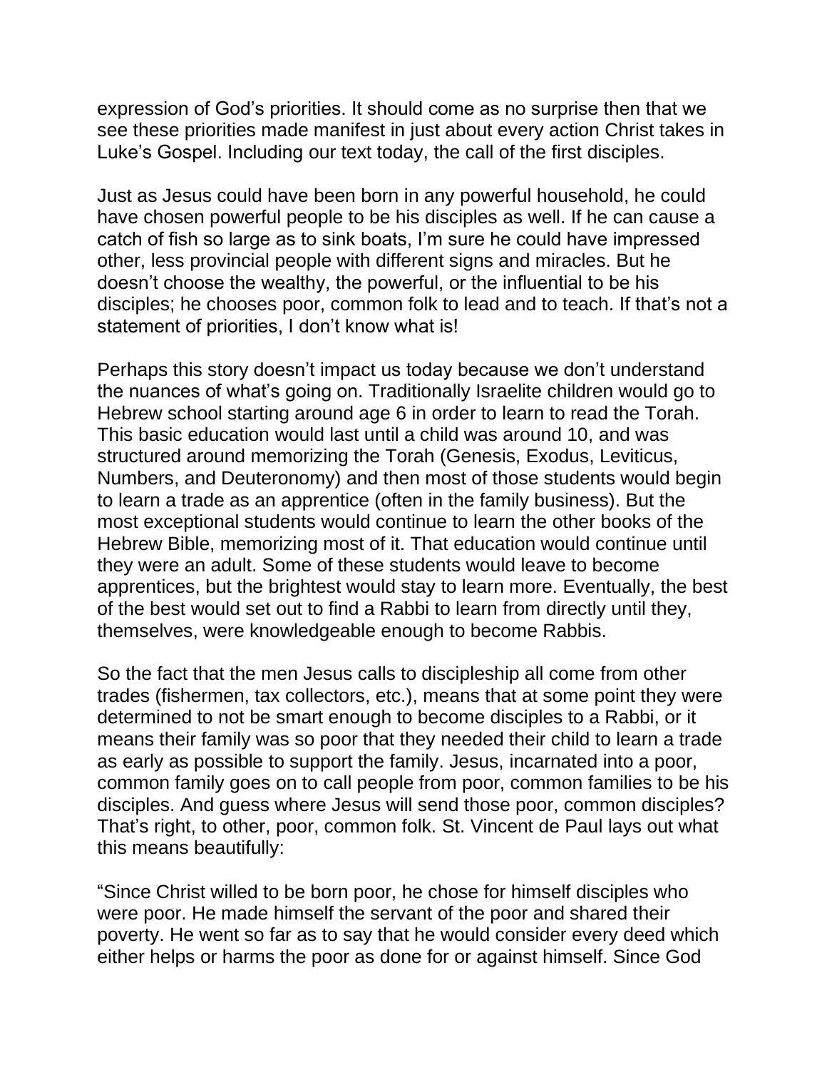expression of God's priorities. It should come as no surprise then that we see these priorities made manifest in just about every action Christ takes in Luke's Gospel. Including our text today, the call of the first disciples.

Just as Jesus could have been born in any powerful household, he could have chosen powerful people to be his disciples as well. If he can cause a catch of fish so large as to sink boats, I'm sure he could have impressed other, less provincial people with different signs and miracles. But he doesn't choose the wealthy, the powerful, or the influential to be his disciples; he chooses poor, common folk to lead and to teach. If that's not a statement of priorities, I don't know what is!

Perhaps this story doesn't impact us today because we don't understand the nuances of what's going on. Traditionally Israelite children would go to Hebrew school starting around age 6 in order to learn to read the Torah. This basic education would last until a child was around 10, and was structured around memorizing the Torah (Genesis, Exodus, Leviticus, Numbers, and Deuteronomy) and then most of those students would begin to learn a trade as an apprentice (often in the family business). But the most exceptional students would continue to learn the other books of the Hebrew Bible, memorizing most of it. That education would continue until they were an adult. Some of these students would leave to become apprentices, but the brightest would stay to learn more. Eventually, the best of the best would set out to find a Rabbi to learn from directly until they, themselves, were knowledgeable enough to become Rabbis.

So the fact that the men Jesus calls to discipleship all come from other trades (fishermen, tax collectors, etc.), means that at some point they were determined to not be smart enough to become disciples to a Rabbi, or it means their family was so poor that they needed their child to learn a trade as early as possible to support the family. Jesus, incarnated into a poor, common family goes on to call people from poor, common families to be his disciples. And guess where Jesus will send those poor, common disciples? That's right, to other, poor, common folk. St. Vincent de Paul lays out what this means beautifully:

"Since Christ willed to be born poor, he chose for himself disciples who were poor. He made himself the servant of the poor and shared their poverty. He went so far as to say that he would consider every deed which either helps or harms the poor as done for or against himself. Since God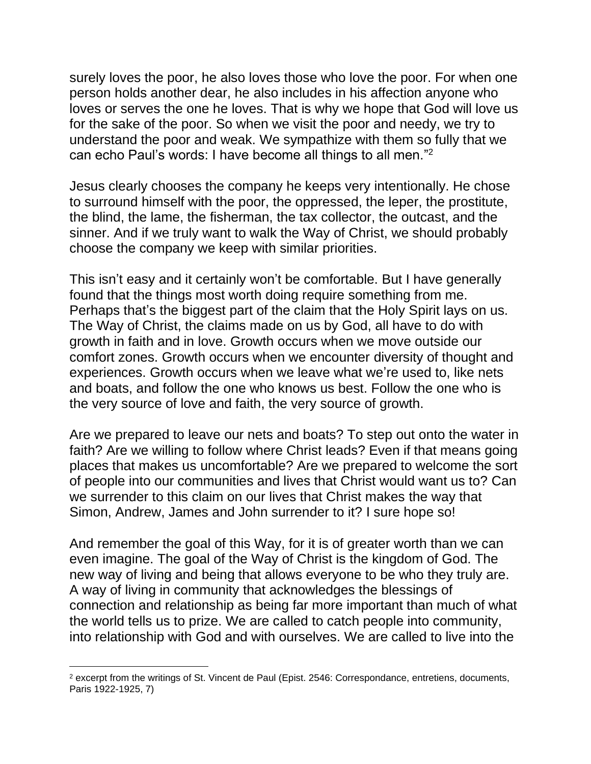surely loves the poor, he also loves those who love the poor. For when one person holds another dear, he also includes in his affection anyone who loves or serves the one he loves. That is why we hope that God will love us for the sake of the poor. So when we visit the poor and needy, we try to understand the poor and weak. We sympathize with them so fully that we can echo Paul's words: I have become all things to all men."[2]

Jesus clearly chooses the company he keeps very intentionally. He chose to surround himself with the poor, the oppressed, the leper, the prostitute, the blind, the lame, the fisherman, the tax collector, the outcast, and the sinner. And if we truly want to walk the Way of Christ, we should probably choose the company we keep with similar priorities.

This isn't easy and it certainly won't be comfortable. But I have generally found that the things most worth doing require something from me. Perhaps that's the biggest part of the claim that the Holy Spirit lays on us. The Way of Christ, the claims made on us by God, all have to do with growth in faith and in love. Growth occurs when we move outside our comfort zones. Growth occurs when we encounter diversity of thought and experiences. Growth occurs when we leave what we're used to, like nets and boats, and follow the one who knows us best. Follow the one who is the very source of love and faith, the very source of growth.

Are we prepared to leave our nets and boats? To step out onto the water in faith? Are we willing to follow where Christ leads? Even if that means going places that makes us uncomfortable? Are we prepared to welcome the sort of people into our communities and lives that Christ would want us to? Can we surrender to this claim on our lives that Christ makes the way that Simon, Andrew, James and John surrender to it? I sure hope so!

And remember the goal of this Way, for it is of greater worth than we can even imagine. The goal of the Way of Christ is the kingdom of God. The new way of living and being that allows everyone to be who they truly are. A way of living in community that acknowledges the blessings of connection and relationship as being far more important than much of what the world tells us to prize. We are called to catch people into community, into relationship with God and with ourselves. We are called to live into the

---

[2] excerpt from the writings of St. Vincent de Paul (Epist. 2546: Correspondance, entretiens, documents, Paris 1922-1925, 7)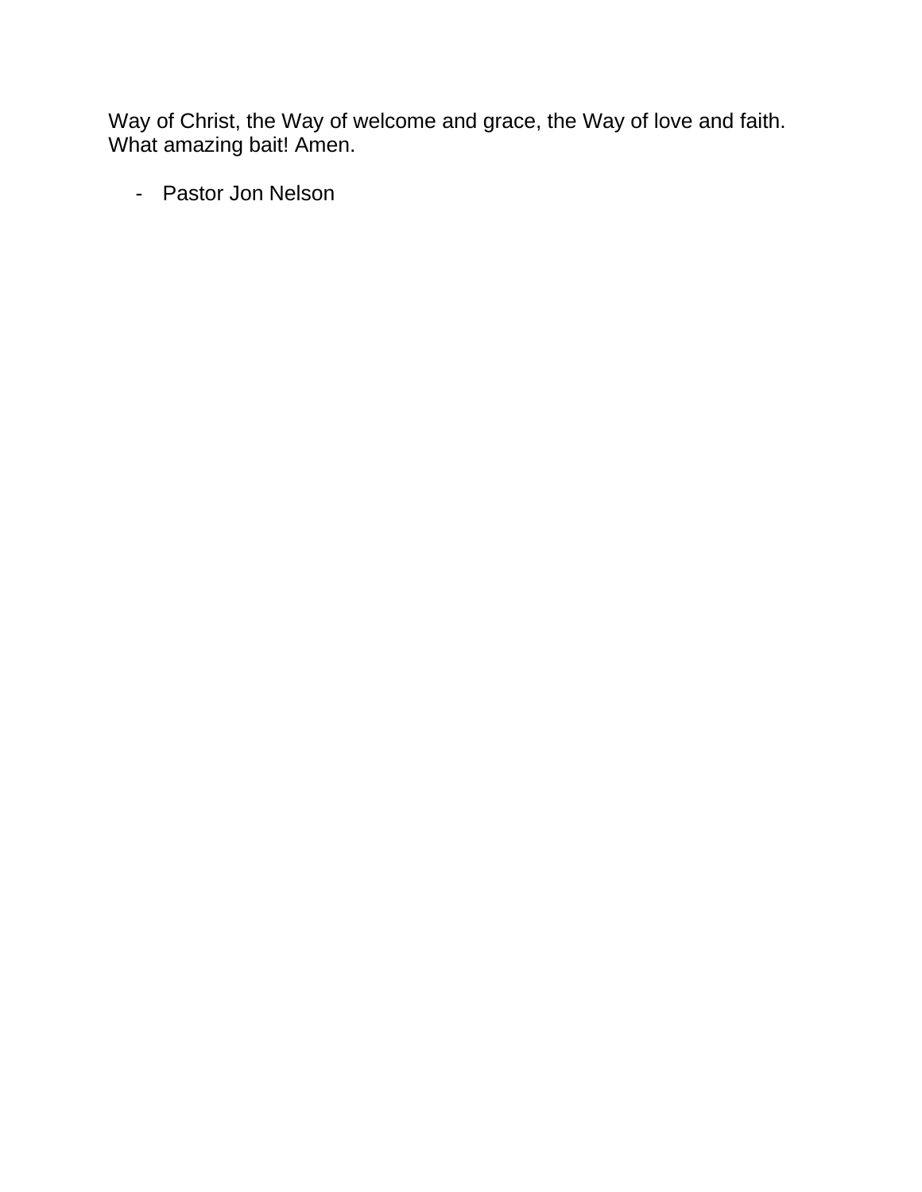Way of Christ, the Way of welcome and grace, the Way of love and faith. What amazing bait! Amen.

- Pastor Jon Nelson